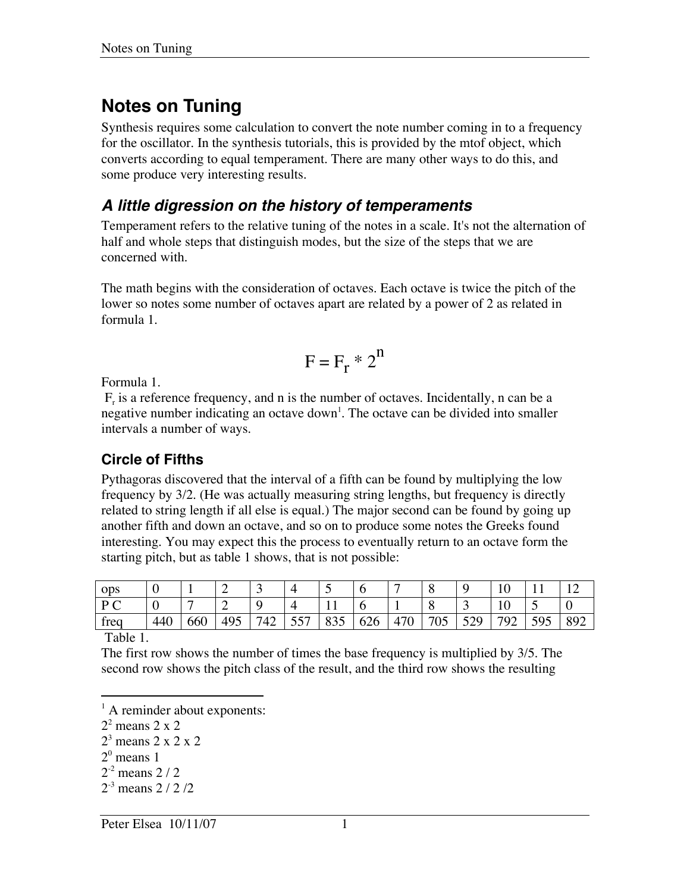# Notes on Tuning

Synthesis requires some calculation to convert the note number coming in to a frequency for the oscillator. In the synthesis tutorials, this is provided by the mtof object, which converts according to equal temperament. There are many other ways to do this, and some produce very interesting results.

## *A little digression on the history of temperaments*

Temperament refers to the relative tuning of the notes in a scale. It's not the alternation of half and whole steps that distinguish modes, but the size of the steps that we are concerned with.

The math begins with the consideration of octaves. Each octave is twice the pitch of the lower so notes some number of octaves apart are related by a power of 2 as related in formula 1.

$$F = F_r * 2^n$$

Formula 1.

$F_r$ is a reference frequency, and n is the number of octaves. Incidentally, n can be a negative number indicating an octave down[1]. The octave can be divided into smaller intervals a number of ways.

### Circle of Fifths

Pythagoras discovered that the interval of a fifth can be found by multiplying the low frequency by 3/2. (He was actually measuring string lengths, but frequency is directly related to string length if all else is equal.) The major second can be found by going up another fifth and down an octave, and so on to produce some notes the Greeks found interesting. You may expect this the process to eventually return to an octave form the starting pitch, but as table 1 shows, that is not possible:

| ops | 0 | 1 | 2 | 3 | 4 | 5 | 6 | 7 | 8 | 9 | 10 | 11 | 12 |
|---|---|---|---|---|---|---|---|---|---|---|---|---|---|
| P C | 0 | 7 | 2 | 9 | 4 | 11 | 6 | 1 | 8 | 3 | 10 | 5 | 0 |
| freq | 440 | 660 | 495 | 742 | 557 | 835 | 626 | 470 | 705 | 529 | 792 | 595 | 892 |

Table 1.

The first row shows the number of times the base frequency is multiplied by 3/5. The second row shows the pitch class of the result, and the third row shows the resulting

---

[1] A reminder about exponents:

$2^2$ means 2 x 2

$2^3$ means 2 x 2 x 2

$2^0$ means 1

$2^{-2}$ means 2 / 2

$2^{-3}$ means 2 / 2 /2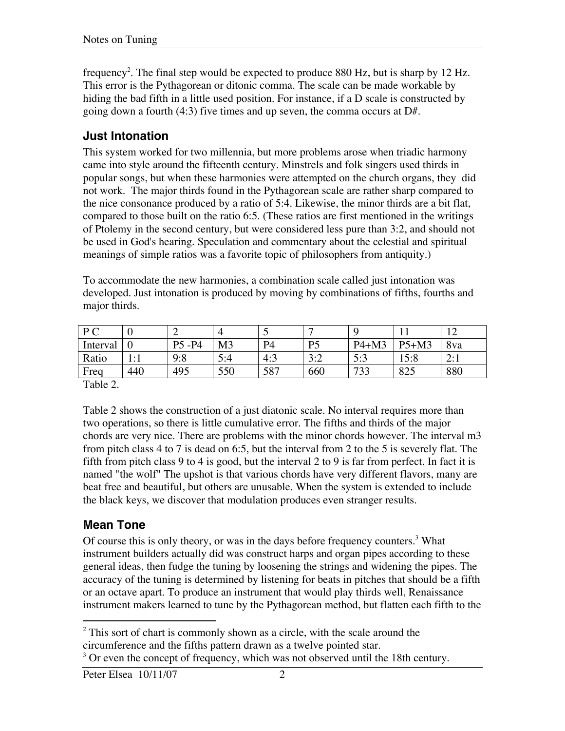frequency[2]. The final step would be expected to produce 880 Hz, but is sharp by 12 Hz. This error is the Pythagorean or ditonic comma. The scale can be made workable by hiding the bad fifth in a little used position. For instance, if a D scale is constructed by going down a fourth (4:3) five times and up seven, the comma occurs at D#.

## Just Intonation

This system worked for two millennia, but more problems arose when triadic harmony came into style around the fifteenth century. Minstrels and folk singers used thirds in popular songs, but when these harmonies were attempted on the church organs, they did not work. The major thirds found in the Pythagorean scale are rather sharp compared to the nice consonance produced by a ratio of 5:4. Likewise, the minor thirds are a bit flat, compared to those built on the ratio 6:5. (These ratios are first mentioned in the writings of Ptolemy in the second century, but were considered less pure than 3:2, and should not be used in God's hearing. Speculation and commentary about the celestial and spiritual meanings of simple ratios was a favorite topic of philosophers from antiquity.)

To accommodate the new harmonies, a combination scale called just intonation was developed. Just intonation is produced by moving by combinations of fifths, fourths and major thirds.

| P C | 0 | 2 | 4 | 5 | 7 | 9 | 11 | 12 |
|---|---|---|---|---|---|---|---|---|
| Interval | 0 | P5 -P4 | M3 | P4 | P5 | P4+M3 | P5+M3 | 8va |
| Ratio | 1:1 | 9:8 | 5:4 | 4:3 | 3:2 | 5:3 | 15:8 | 2:1 |
| Freq | 440 | 495 | 550 | 587 | 660 | 733 | 825 | 880 |

Table 2.

Table 2 shows the construction of a just diatonic scale. No interval requires more than two operations, so there is little cumulative error. The fifths and thirds of the major chords are very nice. There are problems with the minor chords however. The interval m3 from pitch class 4 to 7 is dead on 6:5, but the interval from 2 to the 5 is severely flat. The fifth from pitch class 9 to 4 is good, but the interval 2 to 9 is far from perfect. In fact it is named "the wolf" The upshot is that various chords have very different flavors, many are beat free and beautiful, but others are unusable. When the system is extended to include the black keys, we discover that modulation produces even stranger results.

## Mean Tone

Of course this is only theory, or was in the days before frequency counters.[3] What instrument builders actually did was construct harps and organ pipes according to these general ideas, then fudge the tuning by loosening the strings and widening the pipes. The accuracy of the tuning is determined by listening for beats in pitches that should be a fifth or an octave apart. To produce an instrument that would play thirds well, Renaissance instrument makers learned to tune by the Pythagorean method, but flatten each fifth to the

---

[2] This sort of chart is commonly shown as a circle, with the scale around the circumference and the fifths pattern drawn as a twelve pointed star.

[3] Or even the concept of frequency, which was not observed until the 18th century.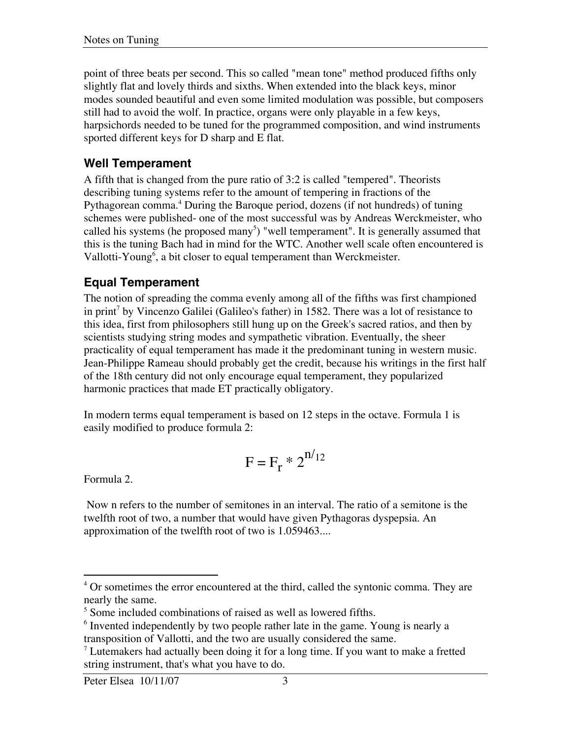point of three beats per second. This so called "mean tone" method produced fifths only slightly flat and lovely thirds and sixths. When extended into the black keys, minor modes sounded beautiful and even some limited modulation was possible, but composers still had to avoid the wolf. In practice, organs were only playable in a few keys, harpsichords needed to be tuned for the programmed composition, and wind instruments sported different keys for D sharp and E flat.

## Well Temperament

A fifth that is changed from the pure ratio of 3:2 is called "tempered". Theorists describing tuning systems refer to the amount of tempering in fractions of the Pythagorean comma.[4] During the Baroque period, dozens (if not hundreds) of tuning schemes were published- one of the most successful was by Andreas Werckmeister, who called his systems (he proposed many[5]) "well temperament". It is generally assumed that this is the tuning Bach had in mind for the WTC. Another well scale often encountered is Vallotti-Young[6], a bit closer to equal temperament than Werckmeister.

## Equal Temperament

The notion of spreading the comma evenly among all of the fifths was first championed in print[7] by Vincenzo Galilei (Galileo's father) in 1582. There was a lot of resistance to this idea, first from philosophers still hung up on the Greek's sacred ratios, and then by scientists studying string modes and sympathetic vibration. Eventually, the sheer practicality of equal temperament has made it the predominant tuning in western music. Jean-Philippe Rameau should probably get the credit, because his writings in the first half of the 18th century did not only encourage equal temperament, they popularized harmonic practices that made ET practically obligatory.

In modern terms equal temperament is based on 12 steps in the octave. Formula 1 is easily modified to produce formula 2:

$$F = F_r * 2^{n/12}$$

Formula 2.

Now n refers to the number of semitones in an interval. The ratio of a semitone is the twelfth root of two, a number that would have given Pythagoras dyspepsia. An approximation of the twelfth root of two is 1.059463....

---

[4] Or sometimes the error encountered at the third, called the syntonic comma. They are nearly the same.

[5] Some included combinations of raised as well as lowered fifths.

[6] Invented independently by two people rather late in the game. Young is nearly a transposition of Vallotti, and the two are usually considered the same.

[7] Lutemakers had actually been doing it for a long time. If you want to make a fretted string instrument, that's what you have to do.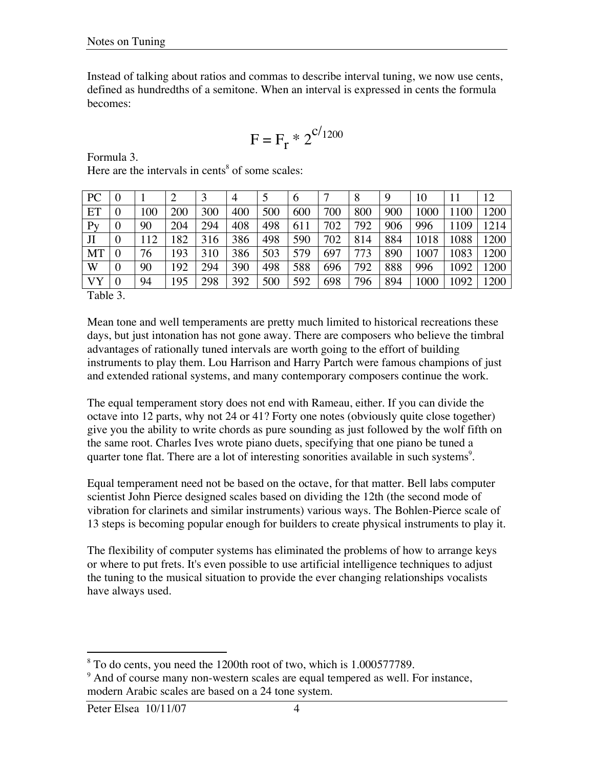Instead of talking about ratios and commas to describe interval tuning, we now use cents, defined as hundredths of a semitone. When an interval is expressed in cents the formula becomes:

$$F = F_r * 2^{c/1200}$$

Formula 3.

Here are the intervals in cents[8] of some scales:

| PC | 0 | 1 | 2 | 3 | 4 | 5 | 6 | 7 | 8 | 9 | 10 | 11 | 12 |
|---|---|---|---|---|---|---|---|---|---|---|---|---|---|
| ET | 0 | 100 | 200 | 300 | 400 | 500 | 600 | 700 | 800 | 900 | 1000 | 1100 | 1200 |
| Py | 0 | 90 | 204 | 294 | 408 | 498 | 611 | 702 | 792 | 906 | 996 | 1109 | 1214 |
| JI | 0 | 112 | 182 | 316 | 386 | 498 | 590 | 702 | 814 | 884 | 1018 | 1088 | 1200 |
| MT | 0 | 76 | 193 | 310 | 386 | 503 | 579 | 697 | 773 | 890 | 1007 | 1083 | 1200 |
| W | 0 | 90 | 192 | 294 | 390 | 498 | 588 | 696 | 792 | 888 | 996 | 1092 | 1200 |
| VY | 0 | 94 | 195 | 298 | 392 | 500 | 592 | 698 | 796 | 894 | 1000 | 1092 | 1200 |

Table 3.

Mean tone and well temperaments are pretty much limited to historical recreations these days, but just intonation has not gone away. There are composers who believe the timbral advantages of rationally tuned intervals are worth going to the effort of building instruments to play them. Lou Harrison and Harry Partch were famous champions of just and extended rational systems, and many contemporary composers continue the work.

The equal temperament story does not end with Rameau, either. If you can divide the octave into 12 parts, why not 24 or 41? Forty one notes (obviously quite close together) give you the ability to write chords as pure sounding as just followed by the wolf fifth on the same root. Charles Ives wrote piano duets, specifying that one piano be tuned a quarter tone flat. There are a lot of interesting sonorities available in such systems[9].

Equal temperament need not be based on the octave, for that matter. Bell labs computer scientist John Pierce designed scales based on dividing the 12th (the second mode of vibration for clarinets and similar instruments) various ways. The Bohlen-Pierce scale of 13 steps is becoming popular enough for builders to create physical instruments to play it.

The flexibility of computer systems has eliminated the problems of how to arrange keys or where to put frets. It's even possible to use artificial intelligence techniques to adjust the tuning to the musical situation to provide the ever changing relationships vocalists have always used.

---

[8] To do cents, you need the 1200th root of two, which is 1.000577789.

[9] And of course many non-western scales are equal tempered as well. For instance, modern Arabic scales are based on a 24 tone system.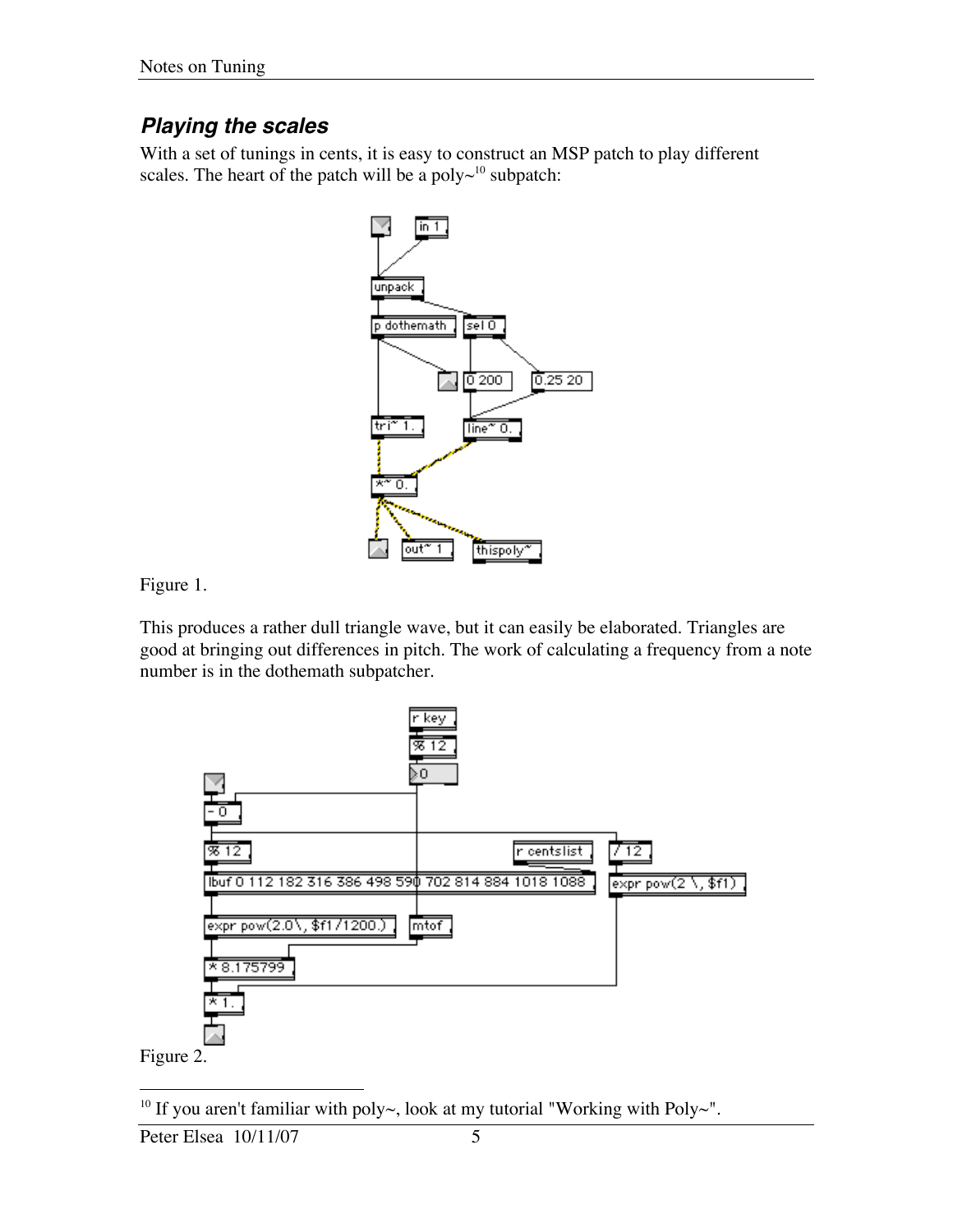## *Playing the scales*

With a set of tunings in cents, it is easy to construct an MSP patch to play different scales. The heart of the patch will be a poly~[10] subpatch:

Figure 1.

This produces a rather dull triangle wave, but it can easily be elaborated. Triangles are good at bringing out differences in pitch. The work of calculating a frequency from a note number is in the dothemath subpatcher.

Figure 2.

[10] If you aren't familiar with poly~, look at my tutorial "Working with Poly~".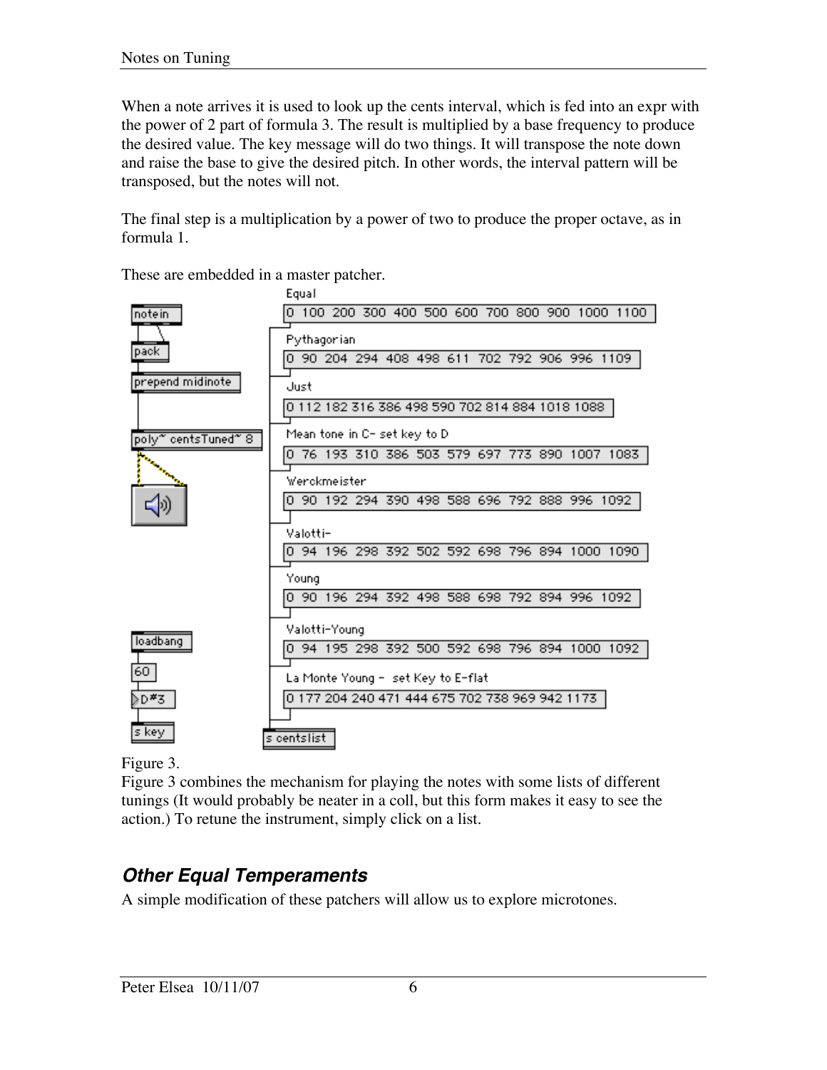When a note arrives it is used to look up the cents interval, which is fed into an expr with the power of 2 part of formula 3. The result is multiplied by a base frequency to produce the desired value. The key message will do two things. It will transpose the note down and raise the base to give the desired pitch. In other words, the interval pattern will be transposed, but the notes will not.

The final step is a multiplication by a power of two to produce the proper octave, as in formula 1.

These are embedded in a master patcher.

```
notein
pack
prepend midinote
poly~ centsTuned~ 8

loadbang
60
D#3
s key

Equal
0 100 200 300 400 500 600 700 800 900 1000 1100
Pythagorian
0 90 204 294 408 498 611 702 792 906 996 1109
Just
0 112 182 316 386 498 590 702 814 884 1018 1088
Mean tone in C- set key to D
0 76 193 310 386 503 579 697 773 890 1007 1083
Werckmeister
0 90 192 294 390 498 588 696 792 888 996 1092
Valotti-
0 94 196 298 392 502 592 698 796 894 1000 1090
Young
0 90 196 294 392 498 588 698 792 894 996 1092
Valotti-Young
0 94 195 298 392 500 592 698 796 894 1000 1092
La Monte Young -  set Key to E-flat
0 177 204 240 471 444 675 702 738 969 942 1173
s centslist
```

Figure 3.

Figure 3 combines the mechanism for playing the notes with some lists of different tunings (It would probably be neater in a coll, but this form makes it easy to see the action.) To retune the instrument, simply click on a list.

## *Other Equal Temperaments*

A simple modification of these patchers will allow us to explore microtones.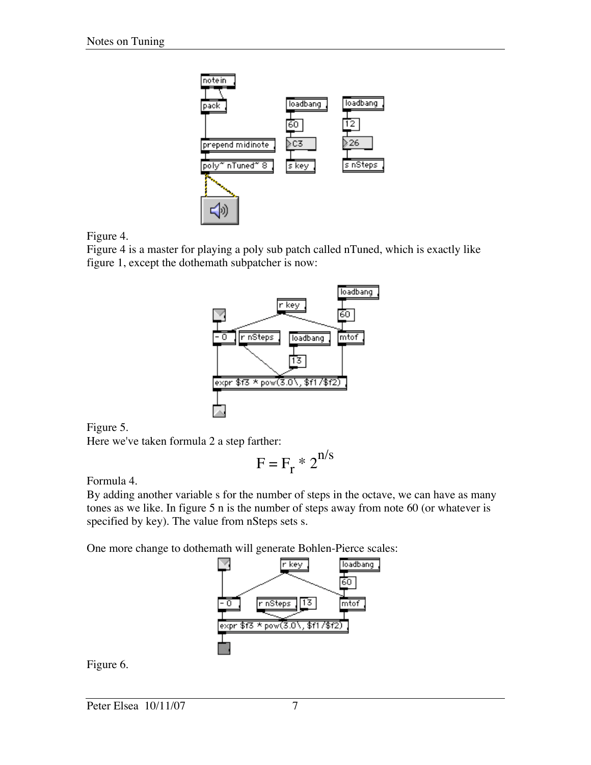Figure 4.

Figure 4 is a master for playing a poly sub patch called nTuned, which is exactly like figure 1, except the dothemath subpatcher is now:

Figure 5.

Here we've taken formula 2 a step farther:

$$F = F_r * 2^{n/s}$$

Formula 4.

By adding another variable s for the number of steps in the octave, we can have as many tones as we like. In figure 5 n is the number of steps away from note 60 (or whatever is specified by key). The value from nSteps sets s.

One more change to dothemath will generate Bohlen-Pierce scales:

Figure 6.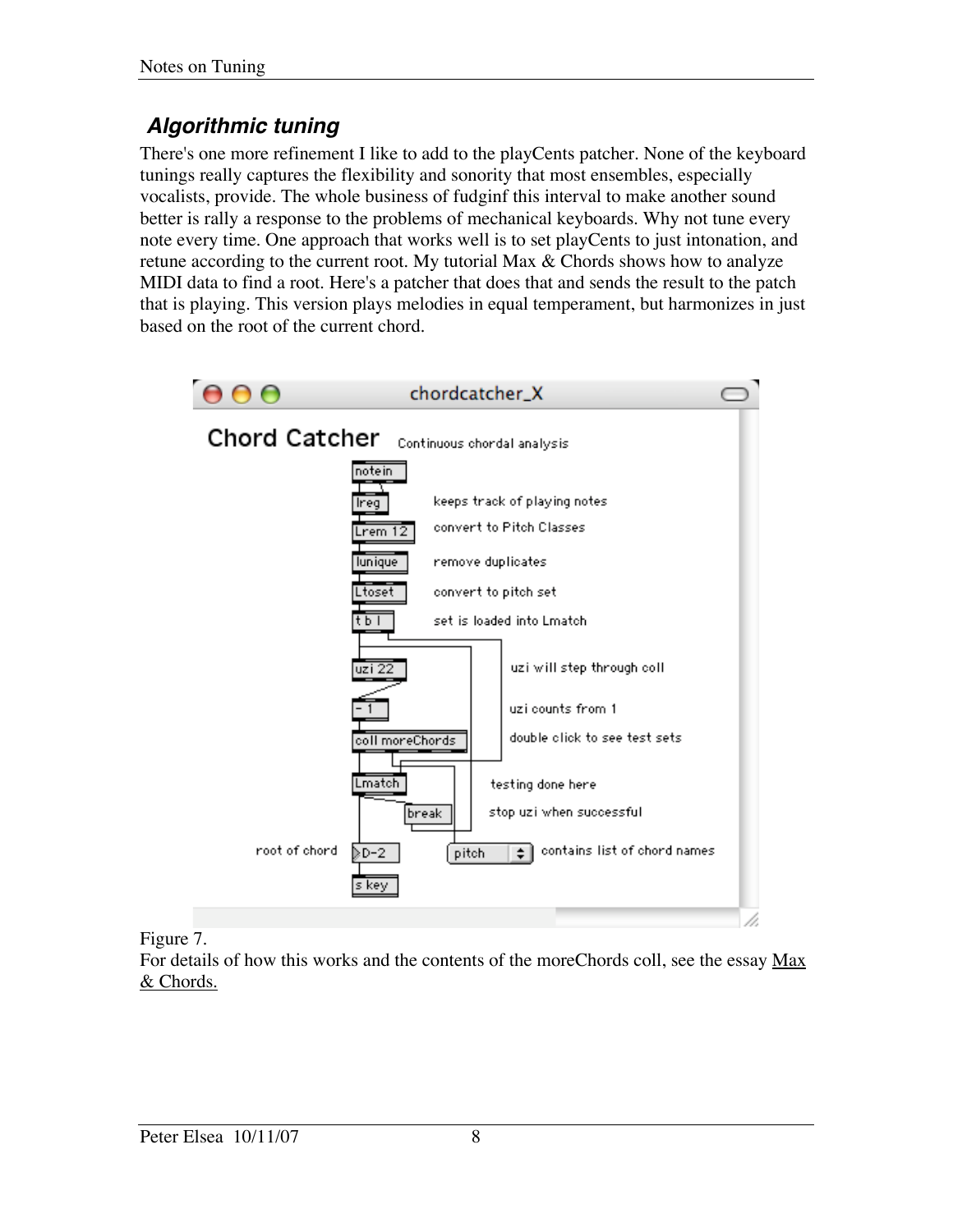### *Algorithmic tuning*

There's one more refinement I like to add to the playCents patcher. None of the keyboard tunings really captures the flexibility and sonority that most ensembles, especially vocalists, provide. The whole business of fudginf this interval to make another sound better is rally a response to the problems of mechanical keyboards. Why not tune every note every time. One approach that works well is to set playCents to just intonation, and retune according to the current root. My tutorial Max & Chords shows how to analyze MIDI data to find a root. Here's a patcher that does that and sends the result to the patch that is playing. This version plays melodies in equal temperament, but harmonizes in just based on the root of the current chord.

Figure 7.

For details of how this works and the contents of the moreChords coll, see the essay Max & Chords.